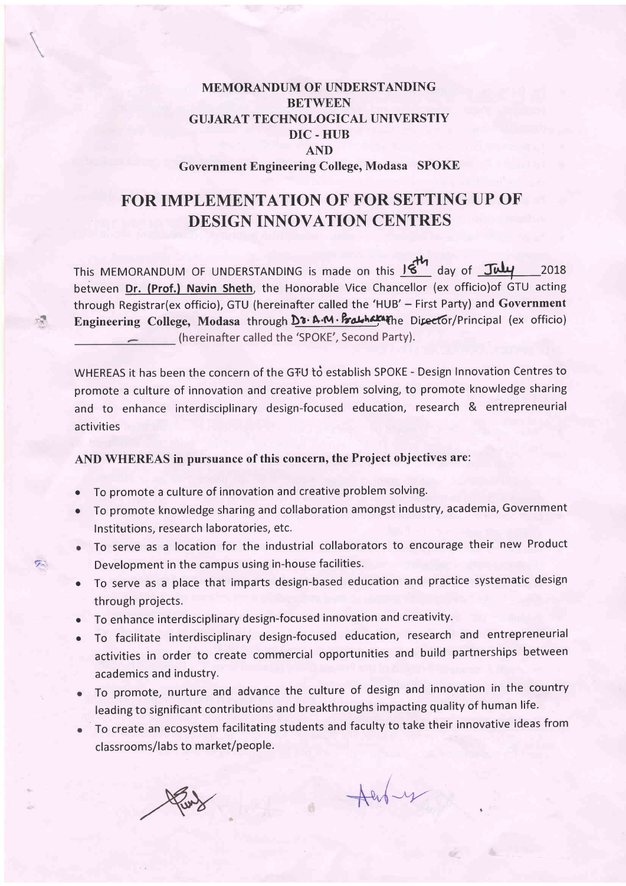**MEMORANDUM OF UNDERSTANDING**
**BETWEEN**
**GUJARAT TECHNOLOGICAL UNIVERSTIY**
**DIC - HUB**
**AND**
**Government Engineering College, Modasa SPOKE**

# FOR IMPLEMENTATION OF FOR SETTING UP OF DESIGN INNOVATION CENTRES

This MEMORANDUM OF UNDERSTANDING is made on this 18th day of July 2018 between **Dr. (Prof.) Navin Sheth**, the Honorable Vice Chancellor (ex officio)of GTU acting through Registrar(ex officio), GTU (hereinafter called the 'HUB' – First Party) and **Government Engineering College, Modasa** through Dr. A.M. Prabhakar, the Director/Principal (ex officio) \_\_\_\_\_\_\_\_\_\_ (hereinafter called the 'SPOKE', Second Party).

WHEREAS it has been the concern of the GTU to establish SPOKE - Design Innovation Centres to promote a culture of innovation and creative problem solving, to promote knowledge sharing and to enhance interdisciplinary design-focused education, research & entrepreneurial activities

**AND WHEREAS in pursuance of this concern, the Project objectives are:**

- To promote a culture of innovation and creative problem solving.
- To promote knowledge sharing and collaboration amongst industry, academia, Government Institutions, research laboratories, etc.
- To serve as a location for the industrial collaborators to encourage their new Product Development in the campus using in-house facilities.
- To serve as a place that imparts design-based education and practice systematic design through projects.
- To enhance interdisciplinary design-focused innovation and creativity.
- To facilitate interdisciplinary design-focused education, research and entrepreneurial activities in order to create commercial opportunities and build partnerships between academics and industry.
- To promote, nurture and advance the culture of design and innovation in the country leading to significant contributions and breakthroughs impacting quality of human life.
- To create an ecosystem facilitating students and faculty to take their innovative ideas from classrooms/labs to market/people.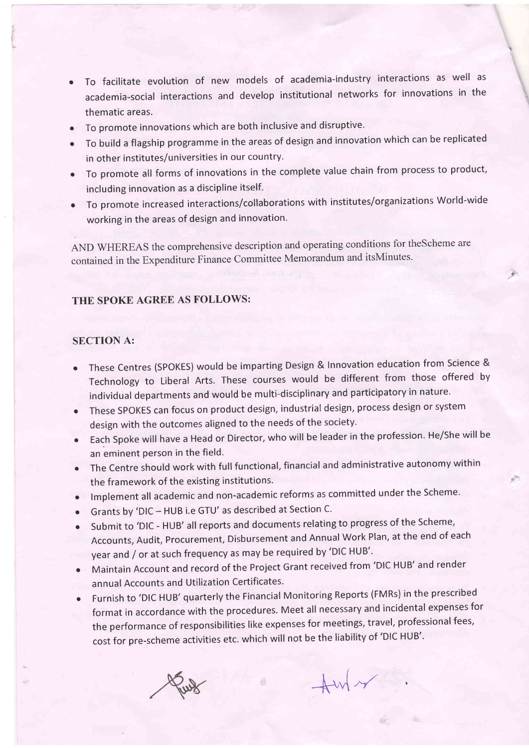- To facilitate evolution of new models of academia-industry interactions as well as academia-social interactions and develop institutional networks for innovations in the thematic areas.
- To promote innovations which are both inclusive and disruptive.
- To build a flagship programme in the areas of design and innovation which can be replicated in other institutes/universities in our country.
- To promote all forms of innovations in the complete value chain from process to product, including innovation as a discipline itself.
- To promote increased interactions/collaborations with institutes/organizations World-wide working in the areas of design and innovation.

AND WHEREAS the comprehensive description and operating conditions for theScheme are contained in the Expenditure Finance Committee Memorandum and itsMinutes.

**THE SPOKE AGREE AS FOLLOWS:**

**SECTION A:**

- These Centres (SPOKES) would be imparting Design & Innovation education from Science & Technology to Liberal Arts. These courses would be different from those offered by individual departments and would be multi-disciplinary and participatory in nature.
- These SPOKES can focus on product design, industrial design, process design or system design with the outcomes aligned to the needs of the society.
- Each Spoke will have a Head or Director, who will be leader in the profession. He/She will be an eminent person in the field.
- The Centre should work with full functional, financial and administrative autonomy within the framework of the existing institutions.
- Implement all academic and non-academic reforms as committed under the Scheme.
- Grants by 'DIC – HUB i.e GTU' as described at Section C.
- Submit to 'DIC - HUB' all reports and documents relating to progress of the Scheme, Accounts, Audit, Procurement, Disbursement and Annual Work Plan, at the end of each year and / or at such frequency as may be required by 'DIC HUB'.
- Maintain Account and record of the Project Grant received from 'DIC HUB' and render annual Accounts and Utilization Certificates.
- Furnish to 'DIC HUB' quarterly the Financial Monitoring Reports (FMRs) in the prescribed format in accordance with the procedures. Meet all necessary and incidental expenses for the performance of responsibilities like expenses for meetings, travel, professional fees, cost for pre-scheme activities etc. which will not be the liability of 'DIC HUB'.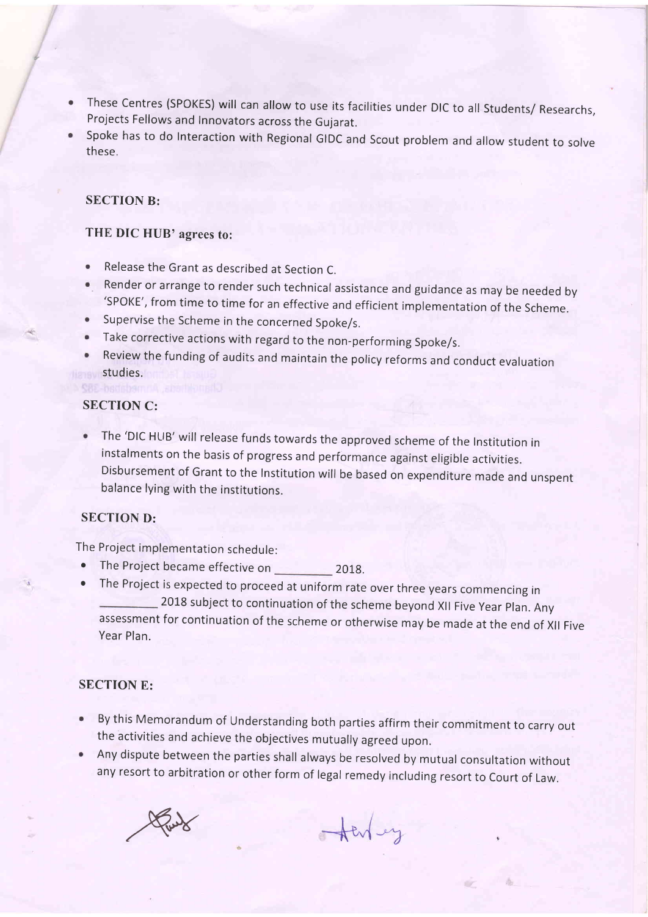- These Centres (SPOKES) will can allow to use its facilities under DIC to all Students/ Researchs, Projects Fellows and Innovators across the Gujarat.
- Spoke has to do Interaction with Regional GIDC and Scout problem and allow student to solve these.

**SECTION B:**

**THE DIC HUB' agrees to:**

- Release the Grant as described at Section C.
- Render or arrange to render such technical assistance and guidance as may be needed by 'SPOKE', from time to time for an effective and efficient implementation of the Scheme.
- Supervise the Scheme in the concerned Spoke/s.
- Take corrective actions with regard to the non-performing Spoke/s.
- Review the funding of audits and maintain the policy reforms and conduct evaluation studies.

**SECTION C:**

- The 'DIC HUB' will release funds towards the approved scheme of the Institution in instalments on the basis of progress and performance against eligible activities. Disbursement of Grant to the Institution will be based on expenditure made and unspent balance lying with the institutions.

**SECTION D:**

The Project implementation schedule:

- The Project became effective on _________ 2018.
- The Project is expected to proceed at uniform rate over three years commencing in _________ 2018 subject to continuation of the scheme beyond XII Five Year Plan. Any assessment for continuation of the scheme or otherwise may be made at the end of XII Five Year Plan.

**SECTION E:**

- By this Memorandum of Understanding both parties affirm their commitment to carry out the activities and achieve the objectives mutually agreed upon.
- Any dispute between the parties shall always be resolved by mutual consultation without any resort to arbitration or other form of legal remedy including resort to Court of Law.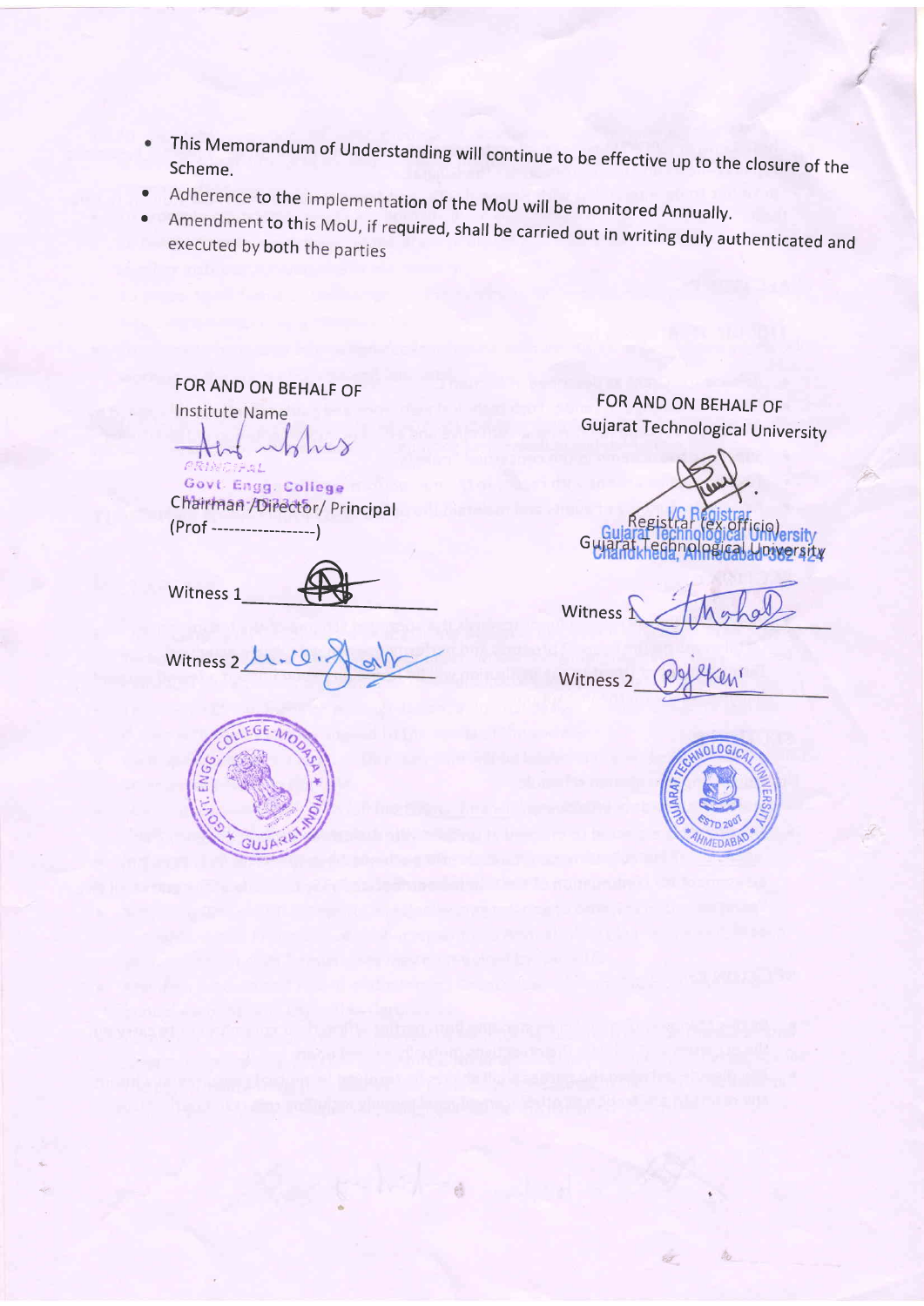- This Memorandum of Understanding will continue to be effective up to the closure of the Scheme.
- Adherence to the implementation of the MoU will be monitored Annually.
- Amendment to this MoU, if required, shall be carried out in writing duly authenticated and executed by both the parties

FOR AND ON BEHALF OF
Institute Name

PRINCIPAL
Govt. Engg. College
Modasa
Chairman /Director/ Principal
(Prof ------------------)

Witness 1 ____________________

Witness 2 ____________________

FOR AND ON BEHALF OF
Gujarat Technological University

I/C Registrar
Registrar (ex officio)
Gujarat Technological University
Chandkheda, Ahmedabad-382 424

Witness 1 ____________________

Witness 2 ____________________